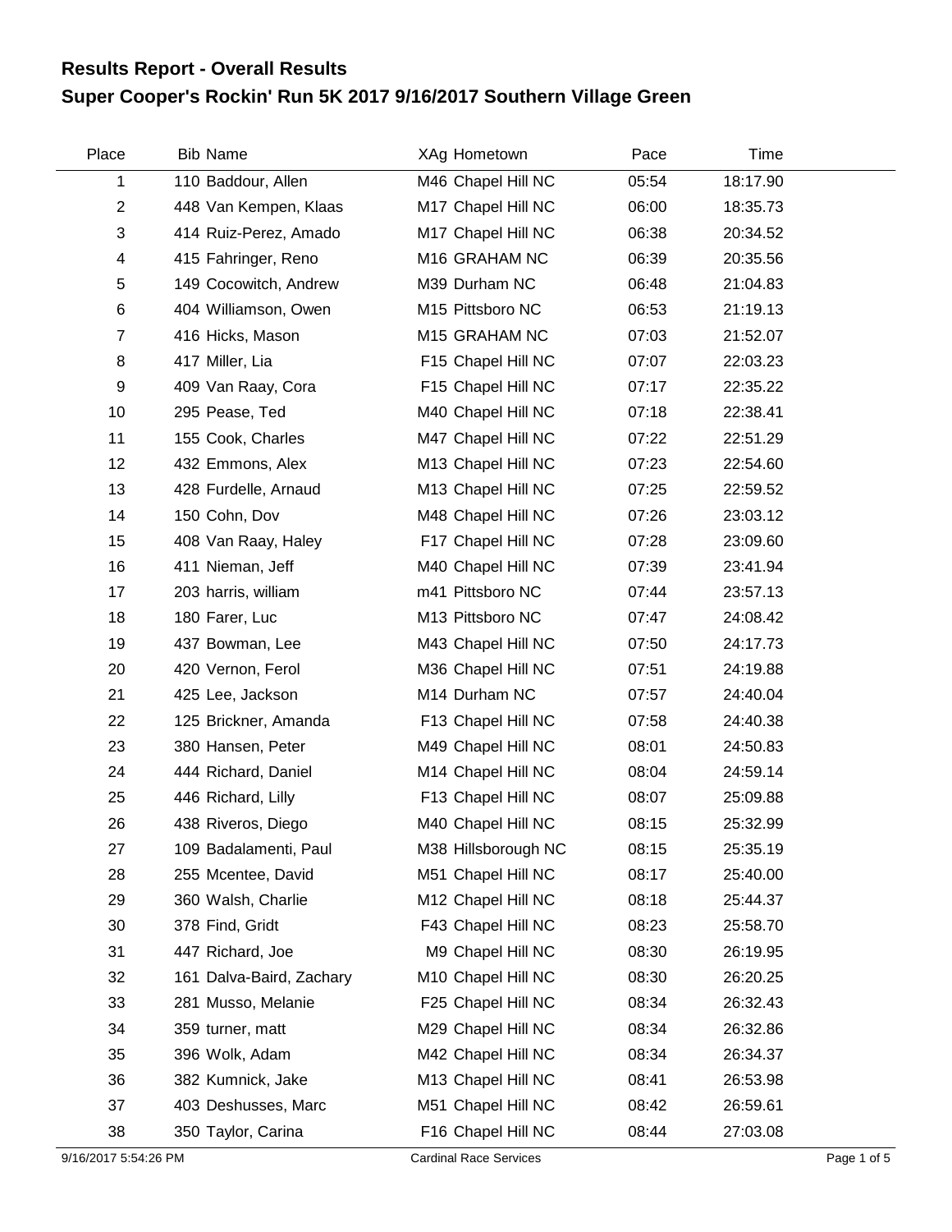# Results Report - Overall Results
## Super Cooper's Rockin' Run 5K 2017 9/16/2017 Southern Village Green

| Place | Bib | Name | XAg | Hometown | Pace | Time |
|---|---|---|---|---|---|---|
| 1 | 110 | Baddour, Allen | M46 | Chapel Hill NC | 05:54 | 18:17.90 |
| 2 | 448 | Van Kempen, Klaas | M17 | Chapel Hill NC | 06:00 | 18:35.73 |
| 3 | 414 | Ruiz-Perez, Amado | M17 | Chapel Hill NC | 06:38 | 20:34.52 |
| 4 | 415 | Fahringer, Reno | M16 | GRAHAM NC | 06:39 | 20:35.56 |
| 5 | 149 | Cocowitch, Andrew | M39 | Durham NC | 06:48 | 21:04.83 |
| 6 | 404 | Williamson, Owen | M15 | Pittsboro NC | 06:53 | 21:19.13 |
| 7 | 416 | Hicks, Mason | M15 | GRAHAM NC | 07:03 | 21:52.07 |
| 8 | 417 | Miller, Lia | F15 | Chapel Hill NC | 07:07 | 22:03.23 |
| 9 | 409 | Van Raay, Cora | F15 | Chapel Hill NC | 07:17 | 22:35.22 |
| 10 | 295 | Pease, Ted | M40 | Chapel Hill NC | 07:18 | 22:38.41 |
| 11 | 155 | Cook, Charles | M47 | Chapel Hill NC | 07:22 | 22:51.29 |
| 12 | 432 | Emmons, Alex | M13 | Chapel Hill NC | 07:23 | 22:54.60 |
| 13 | 428 | Furdelle, Arnaud | M13 | Chapel Hill NC | 07:25 | 22:59.52 |
| 14 | 150 | Cohn, Dov | M48 | Chapel Hill NC | 07:26 | 23:03.12 |
| 15 | 408 | Van Raay, Haley | F17 | Chapel Hill NC | 07:28 | 23:09.60 |
| 16 | 411 | Nieman, Jeff | M40 | Chapel Hill NC | 07:39 | 23:41.94 |
| 17 | 203 | harris, william | m41 | Pittsboro NC | 07:44 | 23:57.13 |
| 18 | 180 | Farer, Luc | M13 | Pittsboro NC | 07:47 | 24:08.42 |
| 19 | 437 | Bowman, Lee | M43 | Chapel Hill NC | 07:50 | 24:17.73 |
| 20 | 420 | Vernon, Ferol | M36 | Chapel Hill NC | 07:51 | 24:19.88 |
| 21 | 425 | Lee, Jackson | M14 | Durham NC | 07:57 | 24:40.04 |
| 22 | 125 | Brickner, Amanda | F13 | Chapel Hill NC | 07:58 | 24:40.38 |
| 23 | 380 | Hansen, Peter | M49 | Chapel Hill NC | 08:01 | 24:50.83 |
| 24 | 444 | Richard, Daniel | M14 | Chapel Hill NC | 08:04 | 24:59.14 |
| 25 | 446 | Richard, Lilly | F13 | Chapel Hill NC | 08:07 | 25:09.88 |
| 26 | 438 | Riveros, Diego | M40 | Chapel Hill NC | 08:15 | 25:32.99 |
| 27 | 109 | Badalamenti, Paul | M38 | Hillsborough NC | 08:15 | 25:35.19 |
| 28 | 255 | Mcentee, David | M51 | Chapel Hill NC | 08:17 | 25:40.00 |
| 29 | 360 | Walsh, Charlie | M12 | Chapel Hill NC | 08:18 | 25:44.37 |
| 30 | 378 | Find, Gridt | F43 | Chapel Hill NC | 08:23 | 25:58.70 |
| 31 | 447 | Richard, Joe | M9 | Chapel Hill NC | 08:30 | 26:19.95 |
| 32 | 161 | Dalva-Baird, Zachary | M10 | Chapel Hill NC | 08:30 | 26:20.25 |
| 33 | 281 | Musso, Melanie | F25 | Chapel Hill NC | 08:34 | 26:32.43 |
| 34 | 359 | turner, matt | M29 | Chapel Hill NC | 08:34 | 26:32.86 |
| 35 | 396 | Wolk, Adam | M42 | Chapel Hill NC | 08:34 | 26:34.37 |
| 36 | 382 | Kumnick, Jake | M13 | Chapel Hill NC | 08:41 | 26:53.98 |
| 37 | 403 | Deshusses, Marc | M51 | Chapel Hill NC | 08:42 | 26:59.61 |
| 38 | 350 | Taylor, Carina | F16 | Chapel Hill NC | 08:44 | 27:03.08 |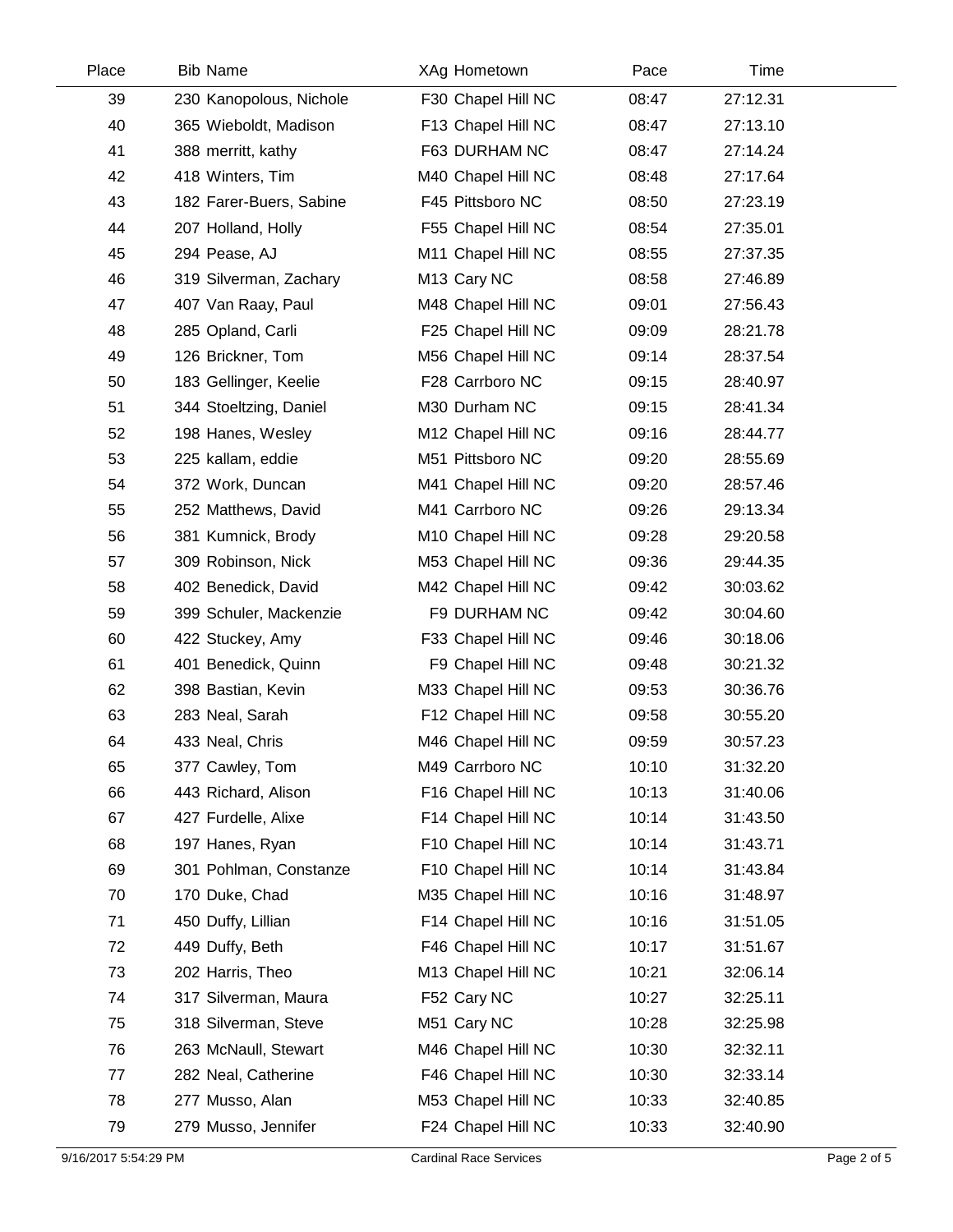| Place | Bib | Name | XAg | Hometown | Pace | Time |
|---|---|---|---|---|---|---|
| 39 | 230 | Kanopolous, Nichole | F30 | Chapel Hill NC | 08:47 | 27:12.31 |
| 40 | 365 | Wieboldt, Madison | F13 | Chapel Hill NC | 08:47 | 27:13.10 |
| 41 | 388 | merritt, kathy | F63 | DURHAM NC | 08:47 | 27:14.24 |
| 42 | 418 | Winters, Tim | M40 | Chapel Hill NC | 08:48 | 27:17.64 |
| 43 | 182 | Farer-Buers, Sabine | F45 | Pittsboro NC | 08:50 | 27:23.19 |
| 44 | 207 | Holland, Holly | F55 | Chapel Hill NC | 08:54 | 27:35.01 |
| 45 | 294 | Pease, AJ | M11 | Chapel Hill NC | 08:55 | 27:37.35 |
| 46 | 319 | Silverman, Zachary | M13 | Cary NC | 08:58 | 27:46.89 |
| 47 | 407 | Van Raay, Paul | M48 | Chapel Hill NC | 09:01 | 27:56.43 |
| 48 | 285 | Opland, Carli | F25 | Chapel Hill NC | 09:09 | 28:21.78 |
| 49 | 126 | Brickner, Tom | M56 | Chapel Hill NC | 09:14 | 28:37.54 |
| 50 | 183 | Gellinger, Keelie | F28 | Carrboro NC | 09:15 | 28:40.97 |
| 51 | 344 | Stoeltzing, Daniel | M30 | Durham NC | 09:15 | 28:41.34 |
| 52 | 198 | Hanes, Wesley | M12 | Chapel Hill NC | 09:16 | 28:44.77 |
| 53 | 225 | kallam, eddie | M51 | Pittsboro NC | 09:20 | 28:55.69 |
| 54 | 372 | Work, Duncan | M41 | Chapel Hill NC | 09:20 | 28:57.46 |
| 55 | 252 | Matthews, David | M41 | Carrboro NC | 09:26 | 29:13.34 |
| 56 | 381 | Kumnick, Brody | M10 | Chapel Hill NC | 09:28 | 29:20.58 |
| 57 | 309 | Robinson, Nick | M53 | Chapel Hill NC | 09:36 | 29:44.35 |
| 58 | 402 | Benedick, David | M42 | Chapel Hill NC | 09:42 | 30:03.62 |
| 59 | 399 | Schuler, Mackenzie | F9 | DURHAM NC | 09:42 | 30:04.60 |
| 60 | 422 | Stuckey, Amy | F33 | Chapel Hill NC | 09:46 | 30:18.06 |
| 61 | 401 | Benedick, Quinn | F9 | Chapel Hill NC | 09:48 | 30:21.32 |
| 62 | 398 | Bastian, Kevin | M33 | Chapel Hill NC | 09:53 | 30:36.76 |
| 63 | 283 | Neal, Sarah | F12 | Chapel Hill NC | 09:58 | 30:55.20 |
| 64 | 433 | Neal, Chris | M46 | Chapel Hill NC | 09:59 | 30:57.23 |
| 65 | 377 | Cawley, Tom | M49 | Carrboro NC | 10:10 | 31:32.20 |
| 66 | 443 | Richard, Alison | F16 | Chapel Hill NC | 10:13 | 31:40.06 |
| 67 | 427 | Furdelle, Alixe | F14 | Chapel Hill NC | 10:14 | 31:43.50 |
| 68 | 197 | Hanes, Ryan | F10 | Chapel Hill NC | 10:14 | 31:43.71 |
| 69 | 301 | Pohlman, Constanze | F10 | Chapel Hill NC | 10:14 | 31:43.84 |
| 70 | 170 | Duke, Chad | M35 | Chapel Hill NC | 10:16 | 31:48.97 |
| 71 | 450 | Duffy, Lillian | F14 | Chapel Hill NC | 10:16 | 31:51.05 |
| 72 | 449 | Duffy, Beth | F46 | Chapel Hill NC | 10:17 | 31:51.67 |
| 73 | 202 | Harris, Theo | M13 | Chapel Hill NC | 10:21 | 32:06.14 |
| 74 | 317 | Silverman, Maura | F52 | Cary NC | 10:27 | 32:25.11 |
| 75 | 318 | Silverman, Steve | M51 | Cary NC | 10:28 | 32:25.98 |
| 76 | 263 | McNaull, Stewart | M46 | Chapel Hill NC | 10:30 | 32:32.11 |
| 77 | 282 | Neal, Catherine | F46 | Chapel Hill NC | 10:30 | 32:33.14 |
| 78 | 277 | Musso, Alan | M53 | Chapel Hill NC | 10:33 | 32:40.85 |
| 79 | 279 | Musso, Jennifer | F24 | Chapel Hill NC | 10:33 | 32:40.90 |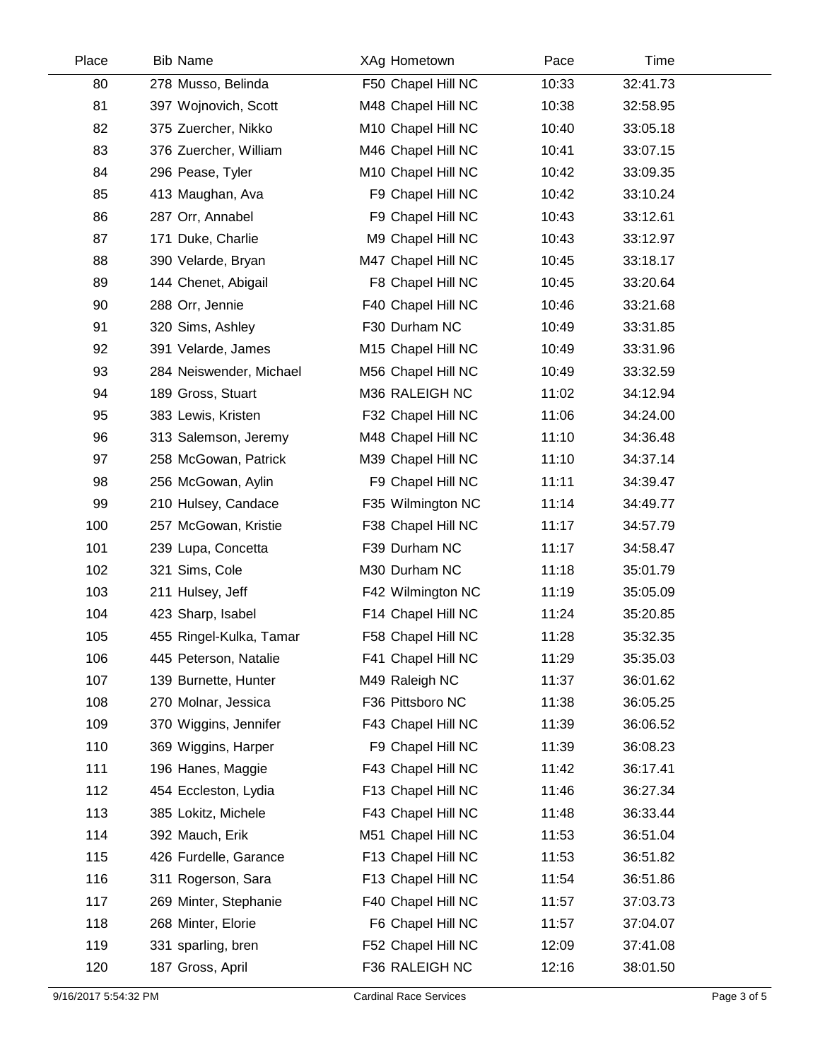| Place | Bib | Name | XAg | Hometown | Pace | Time |
|---|---|---|---|---|---|---|
| 80 | 278 | Musso, Belinda | F50 | Chapel Hill NC | 10:33 | 32:41.73 |
| 81 | 397 | Wojnovich, Scott | M48 | Chapel Hill NC | 10:38 | 32:58.95 |
| 82 | 375 | Zuercher, Nikko | M10 | Chapel Hill NC | 10:40 | 33:05.18 |
| 83 | 376 | Zuercher, William | M46 | Chapel Hill NC | 10:41 | 33:07.15 |
| 84 | 296 | Pease, Tyler | M10 | Chapel Hill NC | 10:42 | 33:09.35 |
| 85 | 413 | Maughan, Ava | F9 | Chapel Hill NC | 10:42 | 33:10.24 |
| 86 | 287 | Orr, Annabel | F9 | Chapel Hill NC | 10:43 | 33:12.61 |
| 87 | 171 | Duke, Charlie | M9 | Chapel Hill NC | 10:43 | 33:12.97 |
| 88 | 390 | Velarde, Bryan | M47 | Chapel Hill NC | 10:45 | 33:18.17 |
| 89 | 144 | Chenet, Abigail | F8 | Chapel Hill NC | 10:45 | 33:20.64 |
| 90 | 288 | Orr, Jennie | F40 | Chapel Hill NC | 10:46 | 33:21.68 |
| 91 | 320 | Sims, Ashley | F30 | Durham NC | 10:49 | 33:31.85 |
| 92 | 391 | Velarde, James | M15 | Chapel Hill NC | 10:49 | 33:31.96 |
| 93 | 284 | Neiswender, Michael | M56 | Chapel Hill NC | 10:49 | 33:32.59 |
| 94 | 189 | Gross, Stuart | M36 | RALEIGH NC | 11:02 | 34:12.94 |
| 95 | 383 | Lewis, Kristen | F32 | Chapel Hill NC | 11:06 | 34:24.00 |
| 96 | 313 | Salemson, Jeremy | M48 | Chapel Hill NC | 11:10 | 34:36.48 |
| 97 | 258 | McGowan, Patrick | M39 | Chapel Hill NC | 11:10 | 34:37.14 |
| 98 | 256 | McGowan, Aylin | F9 | Chapel Hill NC | 11:11 | 34:39.47 |
| 99 | 210 | Hulsey, Candace | F35 | Wilmington NC | 11:14 | 34:49.77 |
| 100 | 257 | McGowan, Kristie | F38 | Chapel Hill NC | 11:17 | 34:57.79 |
| 101 | 239 | Lupa, Concetta | F39 | Durham NC | 11:17 | 34:58.47 |
| 102 | 321 | Sims, Cole | M30 | Durham NC | 11:18 | 35:01.79 |
| 103 | 211 | Hulsey, Jeff | F42 | Wilmington NC | 11:19 | 35:05.09 |
| 104 | 423 | Sharp, Isabel | F14 | Chapel Hill NC | 11:24 | 35:20.85 |
| 105 | 455 | Ringel-Kulka, Tamar | F58 | Chapel Hill NC | 11:28 | 35:32.35 |
| 106 | 445 | Peterson, Natalie | F41 | Chapel Hill NC | 11:29 | 35:35.03 |
| 107 | 139 | Burnette, Hunter | M49 | Raleigh NC | 11:37 | 36:01.62 |
| 108 | 270 | Molnar, Jessica | F36 | Pittsboro NC | 11:38 | 36:05.25 |
| 109 | 370 | Wiggins, Jennifer | F43 | Chapel Hill NC | 11:39 | 36:06.52 |
| 110 | 369 | Wiggins, Harper | F9 | Chapel Hill NC | 11:39 | 36:08.23 |
| 111 | 196 | Hanes, Maggie | F43 | Chapel Hill NC | 11:42 | 36:17.41 |
| 112 | 454 | Eccleston, Lydia | F13 | Chapel Hill NC | 11:46 | 36:27.34 |
| 113 | 385 | Lokitz, Michele | F43 | Chapel Hill NC | 11:48 | 36:33.44 |
| 114 | 392 | Mauch, Erik | M51 | Chapel Hill NC | 11:53 | 36:51.04 |
| 115 | 426 | Furdelle, Garance | F13 | Chapel Hill NC | 11:53 | 36:51.82 |
| 116 | 311 | Rogerson, Sara | F13 | Chapel Hill NC | 11:54 | 36:51.86 |
| 117 | 269 | Minter, Stephanie | F40 | Chapel Hill NC | 11:57 | 37:03.73 |
| 118 | 268 | Minter, Elorie | F6 | Chapel Hill NC | 11:57 | 37:04.07 |
| 119 | 331 | sparling, bren | F52 | Chapel Hill NC | 12:09 | 37:41.08 |
| 120 | 187 | Gross, April | F36 | RALEIGH NC | 12:16 | 38:01.50 |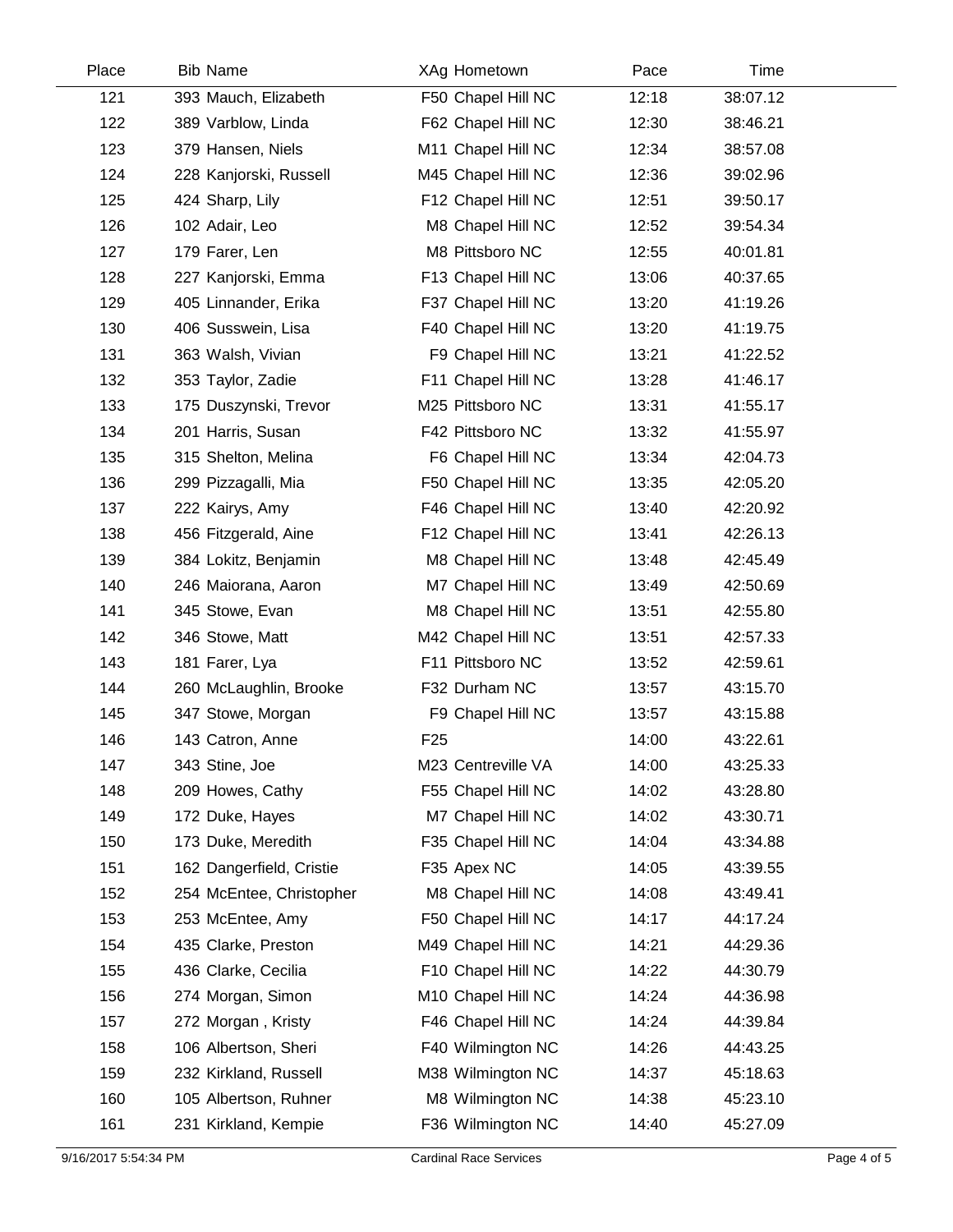| Place | Bib | Name | XAg | Hometown | Pace | Time |
|---|---|---|---|---|---|---|
| 121 | 393 | Mauch, Elizabeth | F50 | Chapel Hill NC | 12:18 | 38:07.12 |
| 122 | 389 | Varblow, Linda | F62 | Chapel Hill NC | 12:30 | 38:46.21 |
| 123 | 379 | Hansen, Niels | M11 | Chapel Hill NC | 12:34 | 38:57.08 |
| 124 | 228 | Kanjorski, Russell | M45 | Chapel Hill NC | 12:36 | 39:02.96 |
| 125 | 424 | Sharp, Lily | F12 | Chapel Hill NC | 12:51 | 39:50.17 |
| 126 | 102 | Adair, Leo | M8 | Chapel Hill NC | 12:52 | 39:54.34 |
| 127 | 179 | Farer, Len | M8 | Pittsboro NC | 12:55 | 40:01.81 |
| 128 | 227 | Kanjorski, Emma | F13 | Chapel Hill NC | 13:06 | 40:37.65 |
| 129 | 405 | Linnander, Erika | F37 | Chapel Hill NC | 13:20 | 41:19.26 |
| 130 | 406 | Susswein, Lisa | F40 | Chapel Hill NC | 13:20 | 41:19.75 |
| 131 | 363 | Walsh, Vivian | F9 | Chapel Hill NC | 13:21 | 41:22.52 |
| 132 | 353 | Taylor, Zadie | F11 | Chapel Hill NC | 13:28 | 41:46.17 |
| 133 | 175 | Duszynski, Trevor | M25 | Pittsboro NC | 13:31 | 41:55.17 |
| 134 | 201 | Harris, Susan | F42 | Pittsboro NC | 13:32 | 41:55.97 |
| 135 | 315 | Shelton, Melina | F6 | Chapel Hill NC | 13:34 | 42:04.73 |
| 136 | 299 | Pizzagalli, Mia | F50 | Chapel Hill NC | 13:35 | 42:05.20 |
| 137 | 222 | Kairys, Amy | F46 | Chapel Hill NC | 13:40 | 42:20.92 |
| 138 | 456 | Fitzgerald, Aine | F12 | Chapel Hill NC | 13:41 | 42:26.13 |
| 139 | 384 | Lokitz, Benjamin | M8 | Chapel Hill NC | 13:48 | 42:45.49 |
| 140 | 246 | Maiorana, Aaron | M7 | Chapel Hill NC | 13:49 | 42:50.69 |
| 141 | 345 | Stowe, Evan | M8 | Chapel Hill NC | 13:51 | 42:55.80 |
| 142 | 346 | Stowe, Matt | M42 | Chapel Hill NC | 13:51 | 42:57.33 |
| 143 | 181 | Farer, Lya | F11 | Pittsboro NC | 13:52 | 42:59.61 |
| 144 | 260 | McLaughlin, Brooke | F32 | Durham NC | 13:57 | 43:15.70 |
| 145 | 347 | Stowe, Morgan | F9 | Chapel Hill NC | 13:57 | 43:15.88 |
| 146 | 143 | Catron, Anne | F25 | | 14:00 | 43:22.61 |
| 147 | 343 | Stine, Joe | M23 | Centreville VA | 14:00 | 43:25.33 |
| 148 | 209 | Howes, Cathy | F55 | Chapel Hill NC | 14:02 | 43:28.80 |
| 149 | 172 | Duke, Hayes | M7 | Chapel Hill NC | 14:02 | 43:30.71 |
| 150 | 173 | Duke, Meredith | F35 | Chapel Hill NC | 14:04 | 43:34.88 |
| 151 | 162 | Dangerfield, Cristie | F35 | Apex NC | 14:05 | 43:39.55 |
| 152 | 254 | McEntee, Christopher | M8 | Chapel Hill NC | 14:08 | 43:49.41 |
| 153 | 253 | McEntee, Amy | F50 | Chapel Hill NC | 14:17 | 44:17.24 |
| 154 | 435 | Clarke, Preston | M49 | Chapel Hill NC | 14:21 | 44:29.36 |
| 155 | 436 | Clarke, Cecilia | F10 | Chapel Hill NC | 14:22 | 44:30.79 |
| 156 | 274 | Morgan, Simon | M10 | Chapel Hill NC | 14:24 | 44:36.98 |
| 157 | 272 | Morgan , Kristy | F46 | Chapel Hill NC | 14:24 | 44:39.84 |
| 158 | 106 | Albertson, Sheri | F40 | Wilmington NC | 14:26 | 44:43.25 |
| 159 | 232 | Kirkland, Russell | M38 | Wilmington NC | 14:37 | 45:18.63 |
| 160 | 105 | Albertson, Ruhner | M8 | Wilmington NC | 14:38 | 45:23.10 |
| 161 | 231 | Kirkland, Kempie | F36 | Wilmington NC | 14:40 | 45:27.09 |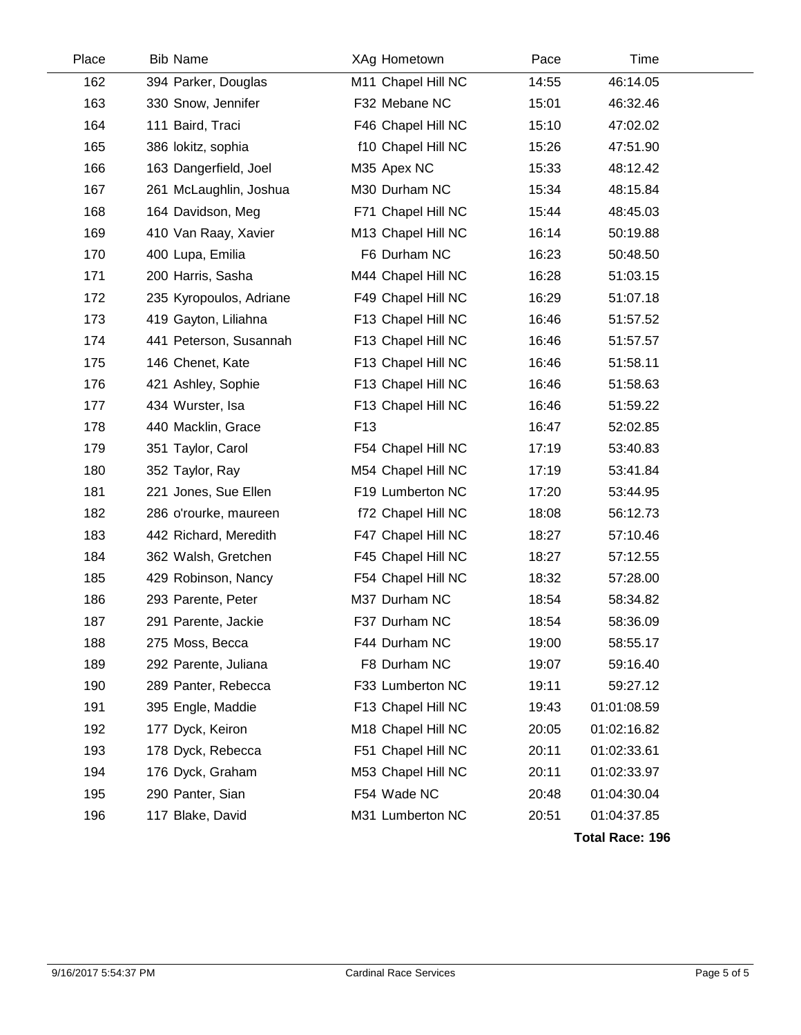| Place | Bib | Name | XAg | Hometown | Pace | Time |
|---|---|---|---|---|---|---|
| 162 | 394 | Parker, Douglas | M11 | Chapel Hill NC | 14:55 | 46:14.05 |
| 163 | 330 | Snow, Jennifer | F32 | Mebane NC | 15:01 | 46:32.46 |
| 164 | 111 | Baird, Traci | F46 | Chapel Hill NC | 15:10 | 47:02.02 |
| 165 | 386 | lokitz, sophia | f10 | Chapel Hill NC | 15:26 | 47:51.90 |
| 166 | 163 | Dangerfield, Joel | M35 | Apex NC | 15:33 | 48:12.42 |
| 167 | 261 | McLaughlin, Joshua | M30 | Durham NC | 15:34 | 48:15.84 |
| 168 | 164 | Davidson, Meg | F71 | Chapel Hill NC | 15:44 | 48:45.03 |
| 169 | 410 | Van Raay, Xavier | M13 | Chapel Hill NC | 16:14 | 50:19.88 |
| 170 | 400 | Lupa, Emilia | F6 | Durham NC | 16:23 | 50:48.50 |
| 171 | 200 | Harris, Sasha | M44 | Chapel Hill NC | 16:28 | 51:03.15 |
| 172 | 235 | Kyropoulos, Adriane | F49 | Chapel Hill NC | 16:29 | 51:07.18 |
| 173 | 419 | Gayton, Liliahna | F13 | Chapel Hill NC | 16:46 | 51:57.52 |
| 174 | 441 | Peterson, Susannah | F13 | Chapel Hill NC | 16:46 | 51:57.57 |
| 175 | 146 | Chenet, Kate | F13 | Chapel Hill NC | 16:46 | 51:58.11 |
| 176 | 421 | Ashley, Sophie | F13 | Chapel Hill NC | 16:46 | 51:58.63 |
| 177 | 434 | Wurster, Isa | F13 | Chapel Hill NC | 16:46 | 51:59.22 |
| 178 | 440 | Macklin, Grace | F13 | | 16:47 | 52:02.85 |
| 179 | 351 | Taylor, Carol | F54 | Chapel Hill NC | 17:19 | 53:40.83 |
| 180 | 352 | Taylor, Ray | M54 | Chapel Hill NC | 17:19 | 53:41.84 |
| 181 | 221 | Jones, Sue Ellen | F19 | Lumberton NC | 17:20 | 53:44.95 |
| 182 | 286 | o'rourke, maureen | f72 | Chapel Hill NC | 18:08 | 56:12.73 |
| 183 | 442 | Richard, Meredith | F47 | Chapel Hill NC | 18:27 | 57:10.46 |
| 184 | 362 | Walsh, Gretchen | F45 | Chapel Hill NC | 18:27 | 57:12.55 |
| 185 | 429 | Robinson, Nancy | F54 | Chapel Hill NC | 18:32 | 57:28.00 |
| 186 | 293 | Parente, Peter | M37 | Durham NC | 18:54 | 58:34.82 |
| 187 | 291 | Parente, Jackie | F37 | Durham NC | 18:54 | 58:36.09 |
| 188 | 275 | Moss, Becca | F44 | Durham NC | 19:00 | 58:55.17 |
| 189 | 292 | Parente, Juliana | F8 | Durham NC | 19:07 | 59:16.40 |
| 190 | 289 | Panter, Rebecca | F33 | Lumberton NC | 19:11 | 59:27.12 |
| 191 | 395 | Engle, Maddie | F13 | Chapel Hill NC | 19:43 | 01:01:08.59 |
| 192 | 177 | Dyck, Keiron | M18 | Chapel Hill NC | 20:05 | 01:02:16.82 |
| 193 | 178 | Dyck, Rebecca | F51 | Chapel Hill NC | 20:11 | 01:02:33.61 |
| 194 | 176 | Dyck, Graham | M53 | Chapel Hill NC | 20:11 | 01:02:33.97 |
| 195 | 290 | Panter, Sian | F54 | Wade NC | 20:48 | 01:04:30.04 |
| 196 | 117 | Blake, David | M31 | Lumberton NC | 20:51 | 01:04:37.85 |

**Total Race: 196**